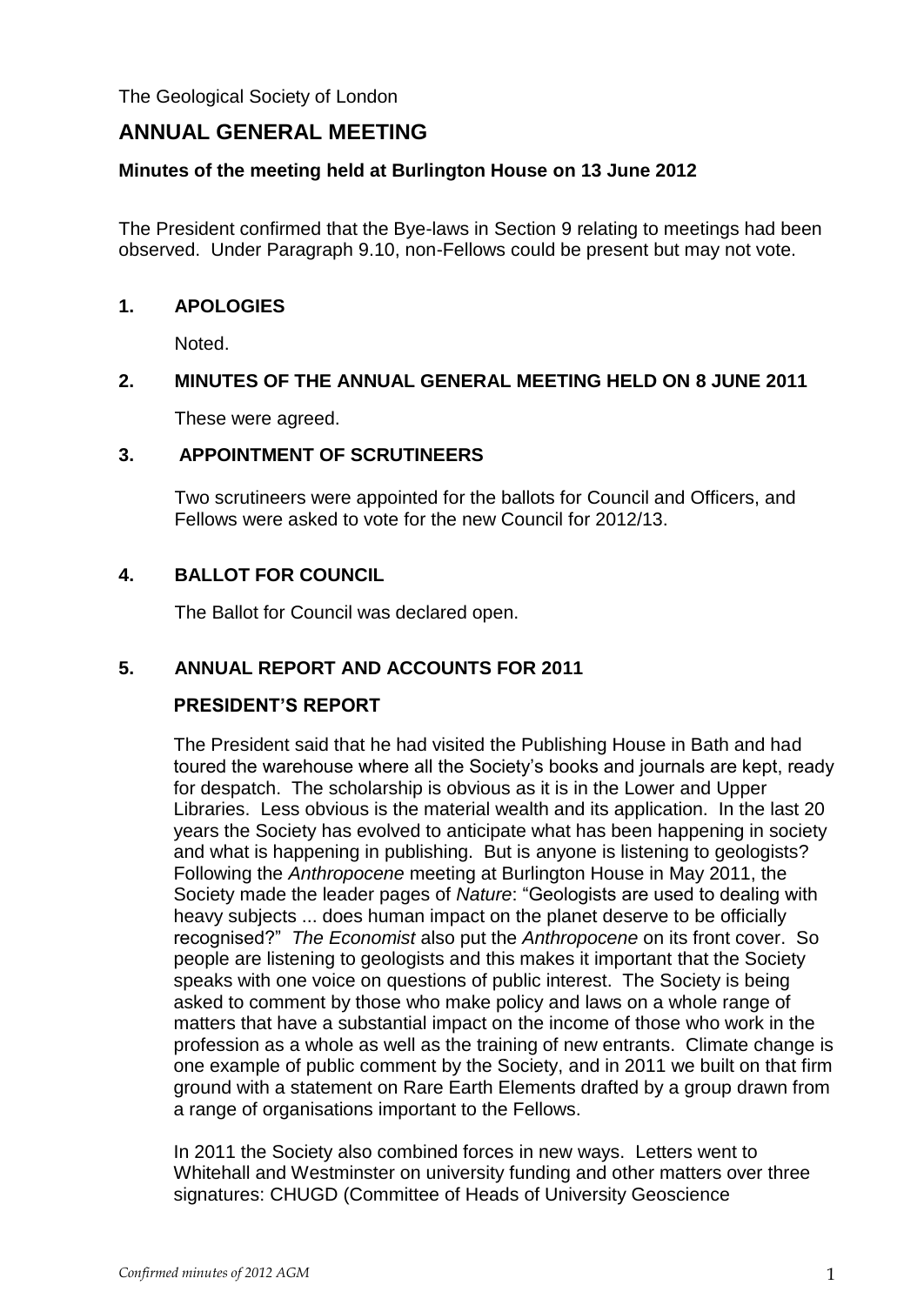The Geological Society of London

# ANNUAL GENERAL MEETING

**Minutes of the meeting held at Burlington House on 13 June 2012**

The President confirmed that the Bye-laws in Section 9 relating to meetings had been observed. Under Paragraph 9.10, non-Fellows could be present but may not vote.

## 1. APOLOGIES

Noted.

## 2. MINUTES OF THE ANNUAL GENERAL MEETING HELD ON 8 JUNE 2011

These were agreed.

## 3. APPOINTMENT OF SCRUTINEERS

Two scrutineers were appointed for the ballots for Council and Officers, and Fellows were asked to vote for the new Council for 2012/13.

## 4. BALLOT FOR COUNCIL

The Ballot for Council was declared open.

## 5. ANNUAL REPORT AND ACCOUNTS FOR 2011

### PRESIDENT'S REPORT

The President said that he had visited the Publishing House in Bath and had toured the warehouse where all the Society's books and journals are kept, ready for despatch. The scholarship is obvious as it is in the Lower and Upper Libraries. Less obvious is the material wealth and its application. In the last 20 years the Society has evolved to anticipate what has been happening in society and what is happening in publishing. But is anyone is listening to geologists? Following the *Anthropocene* meeting at Burlington House in May 2011, the Society made the leader pages of *Nature*: "Geologists are used to dealing with heavy subjects ... does human impact on the planet deserve to be officially recognised?" *The Economist* also put the *Anthropocene* on its front cover. So people are listening to geologists and this makes it important that the Society speaks with one voice on questions of public interest. The Society is being asked to comment by those who make policy and laws on a whole range of matters that have a substantial impact on the income of those who work in the profession as a whole as well as the training of new entrants. Climate change is one example of public comment by the Society, and in 2011 we built on that firm ground with a statement on Rare Earth Elements drafted by a group drawn from a range of organisations important to the Fellows.

In 2011 the Society also combined forces in new ways. Letters went to Whitehall and Westminster on university funding and other matters over three signatures: CHUGD (Committee of Heads of University Geoscience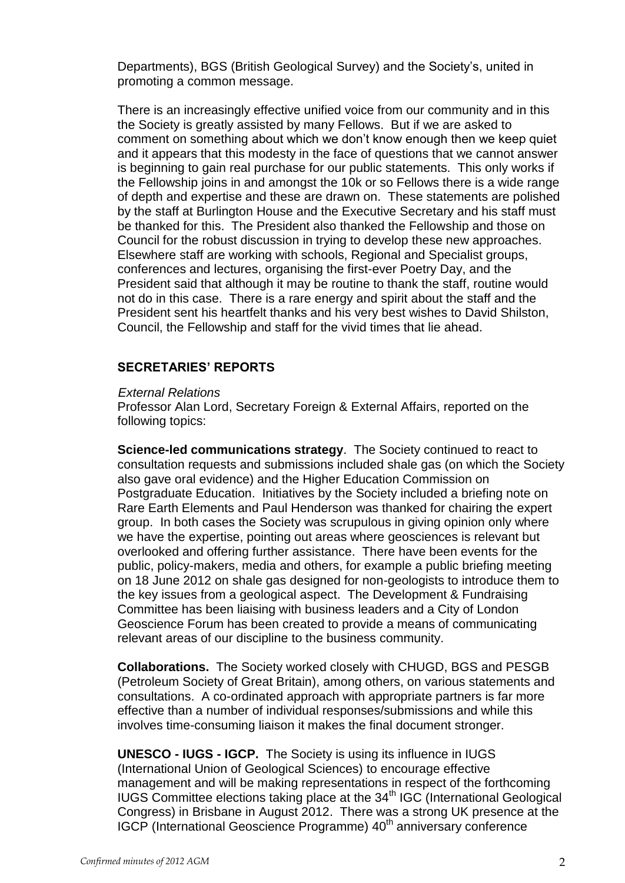Departments), BGS (British Geological Survey) and the Society's, united in promoting a common message.

There is an increasingly effective unified voice from our community and in this the Society is greatly assisted by many Fellows. But if we are asked to comment on something about which we don't know enough then we keep quiet and it appears that this modesty in the face of questions that we cannot answer is beginning to gain real purchase for our public statements. This only works if the Fellowship joins in and amongst the 10k or so Fellows there is a wide range of depth and expertise and these are drawn on. These statements are polished by the staff at Burlington House and the Executive Secretary and his staff must be thanked for this. The President also thanked the Fellowship and those on Council for the robust discussion in trying to develop these new approaches. Elsewhere staff are working with schools, Regional and Specialist groups, conferences and lectures, organising the first-ever Poetry Day, and the President said that although it may be routine to thank the staff, routine would not do in this case. There is a rare energy and spirit about the staff and the President sent his heartfelt thanks and his very best wishes to David Shilston, Council, the Fellowship and staff for the vivid times that lie ahead.

## SECRETARIES' REPORTS

*External Relations*

Professor Alan Lord, Secretary Foreign & External Affairs, reported on the following topics:

**Science-led communications strategy**. The Society continued to react to consultation requests and submissions included shale gas (on which the Society also gave oral evidence) and the Higher Education Commission on Postgraduate Education. Initiatives by the Society included a briefing note on Rare Earth Elements and Paul Henderson was thanked for chairing the expert group. In both cases the Society was scrupulous in giving opinion only where we have the expertise, pointing out areas where geosciences is relevant but overlooked and offering further assistance. There have been events for the public, policy-makers, media and others, for example a public briefing meeting on 18 June 2012 on shale gas designed for non-geologists to introduce them to the key issues from a geological aspect. The Development & Fundraising Committee has been liaising with business leaders and a City of London Geoscience Forum has been created to provide a means of communicating relevant areas of our discipline to the business community.

**Collaborations.** The Society worked closely with CHUGD, BGS and PESGB (Petroleum Society of Great Britain), among others, on various statements and consultations. A co-ordinated approach with appropriate partners is far more effective than a number of individual responses/submissions and while this involves time-consuming liaison it makes the final document stronger.

**UNESCO - IUGS - IGCP.** The Society is using its influence in IUGS (International Union of Geological Sciences) to encourage effective management and will be making representations in respect of the forthcoming IUGS Committee elections taking place at the 34th IGC (International Geological Congress) in Brisbane in August 2012. There was a strong UK presence at the IGCP (International Geoscience Programme) 40th anniversary conference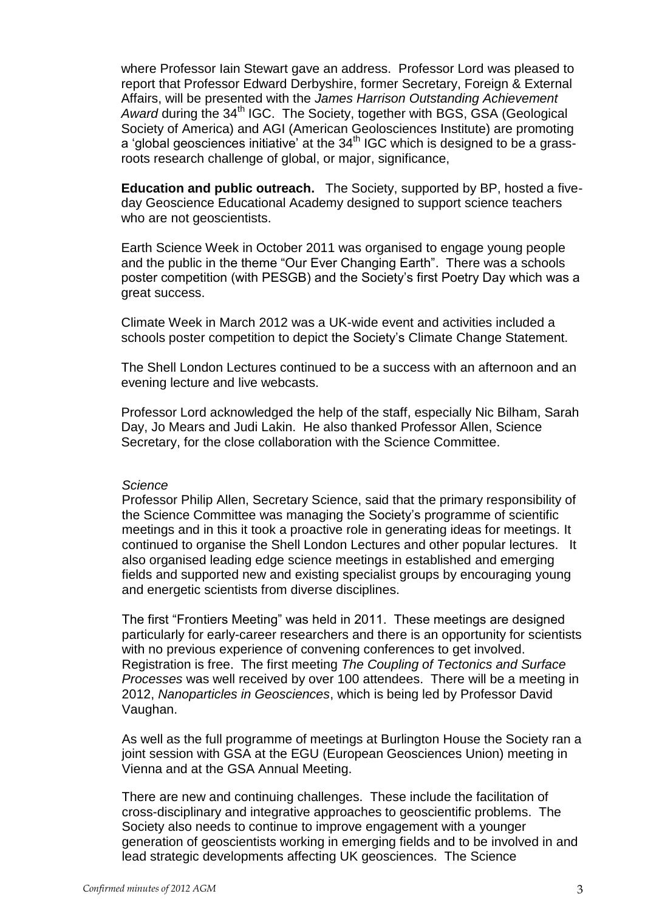where Professor Iain Stewart gave an address. Professor Lord was pleased to report that Professor Edward Derbyshire, former Secretary, Foreign & External Affairs, will be presented with the *James Harrison Outstanding Achievement Award* during the 34th IGC. The Society, together with BGS, GSA (Geological Society of America) and AGI (American Geolosciences Institute) are promoting a 'global geosciences initiative' at the 34th IGC which is designed to be a grass-roots research challenge of global, or major, significance,

**Education and public outreach.** The Society, supported by BP, hosted a five-day Geoscience Educational Academy designed to support science teachers who are not geoscientists.

Earth Science Week in October 2011 was organised to engage young people and the public in the theme "Our Ever Changing Earth". There was a schools poster competition (with PESGB) and the Society's first Poetry Day which was a great success.

Climate Week in March 2012 was a UK-wide event and activities included a schools poster competition to depict the Society's Climate Change Statement.

The Shell London Lectures continued to be a success with an afternoon and an evening lecture and live webcasts.

Professor Lord acknowledged the help of the staff, especially Nic Bilham, Sarah Day, Jo Mears and Judi Lakin. He also thanked Professor Allen, Science Secretary, for the close collaboration with the Science Committee.

*Science*

Professor Philip Allen, Secretary Science, said that the primary responsibility of the Science Committee was managing the Society's programme of scientific meetings and in this it took a proactive role in generating ideas for meetings. It continued to organise the Shell London Lectures and other popular lectures. It also organised leading edge science meetings in established and emerging fields and supported new and existing specialist groups by encouraging young and energetic scientists from diverse disciplines.

The first "Frontiers Meeting" was held in 2011. These meetings are designed particularly for early-career researchers and there is an opportunity for scientists with no previous experience of convening conferences to get involved. Registration is free. The first meeting *The Coupling of Tectonics and Surface Processes* was well received by over 100 attendees. There will be a meeting in 2012, *Nanoparticles in Geosciences*, which is being led by Professor David Vaughan.

As well as the full programme of meetings at Burlington House the Society ran a joint session with GSA at the EGU (European Geosciences Union) meeting in Vienna and at the GSA Annual Meeting.

There are new and continuing challenges. These include the facilitation of cross-disciplinary and integrative approaches to geoscientific problems. The Society also needs to continue to improve engagement with a younger generation of geoscientists working in emerging fields and to be involved in and lead strategic developments affecting UK geosciences. The Science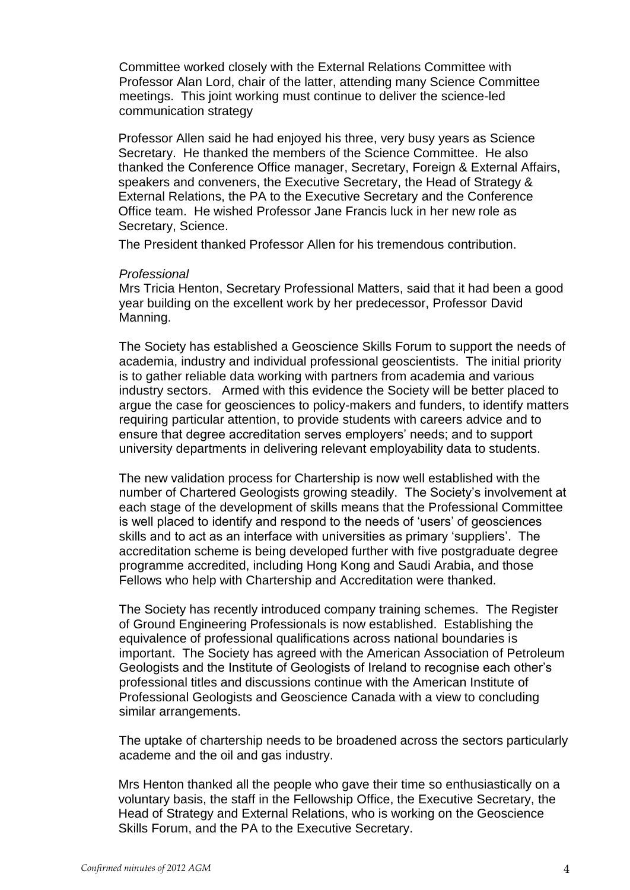Committee worked closely with the External Relations Committee with Professor Alan Lord, chair of the latter, attending many Science Committee meetings. This joint working must continue to deliver the science-led communication strategy

Professor Allen said he had enjoyed his three, very busy years as Science Secretary. He thanked the members of the Science Committee. He also thanked the Conference Office manager, Secretary, Foreign & External Affairs, speakers and conveners, the Executive Secretary, the Head of Strategy & External Relations, the PA to the Executive Secretary and the Conference Office team. He wished Professor Jane Francis luck in her new role as Secretary, Science.

The President thanked Professor Allen for his tremendous contribution.

*Professional*

Mrs Tricia Henton, Secretary Professional Matters, said that it had been a good year building on the excellent work by her predecessor, Professor David Manning.

The Society has established a Geoscience Skills Forum to support the needs of academia, industry and individual professional geoscientists. The initial priority is to gather reliable data working with partners from academia and various industry sectors. Armed with this evidence the Society will be better placed to argue the case for geosciences to policy-makers and funders, to identify matters requiring particular attention, to provide students with careers advice and to ensure that degree accreditation serves employers' needs; and to support university departments in delivering relevant employability data to students.

The new validation process for Chartership is now well established with the number of Chartered Geologists growing steadily. The Society's involvement at each stage of the development of skills means that the Professional Committee is well placed to identify and respond to the needs of 'users' of geosciences skills and to act as an interface with universities as primary 'suppliers'. The accreditation scheme is being developed further with five postgraduate degree programme accredited, including Hong Kong and Saudi Arabia, and those Fellows who help with Chartership and Accreditation were thanked.

The Society has recently introduced company training schemes. The Register of Ground Engineering Professionals is now established. Establishing the equivalence of professional qualifications across national boundaries is important. The Society has agreed with the American Association of Petroleum Geologists and the Institute of Geologists of Ireland to recognise each other's professional titles and discussions continue with the American Institute of Professional Geologists and Geoscience Canada with a view to concluding similar arrangements.

The uptake of chartership needs to be broadened across the sectors particularly academe and the oil and gas industry.

Mrs Henton thanked all the people who gave their time so enthusiastically on a voluntary basis, the staff in the Fellowship Office, the Executive Secretary, the Head of Strategy and External Relations, who is working on the Geoscience Skills Forum, and the PA to the Executive Secretary.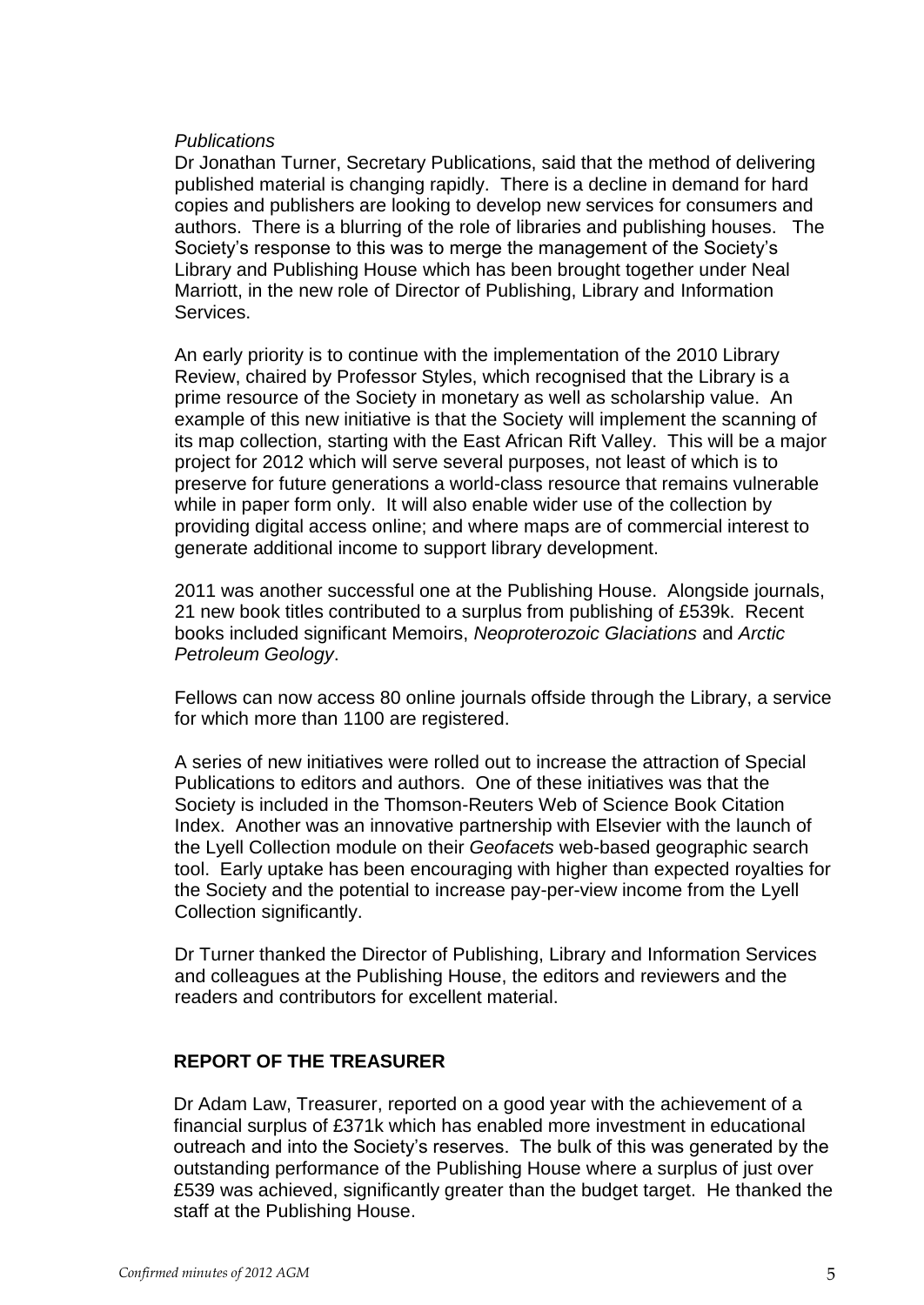*Publications*

Dr Jonathan Turner, Secretary Publications, said that the method of delivering published material is changing rapidly. There is a decline in demand for hard copies and publishers are looking to develop new services for consumers and authors. There is a blurring of the role of libraries and publishing houses. The Society's response to this was to merge the management of the Society's Library and Publishing House which has been brought together under Neal Marriott, in the new role of Director of Publishing, Library and Information Services.

An early priority is to continue with the implementation of the 2010 Library Review, chaired by Professor Styles, which recognised that the Library is a prime resource of the Society in monetary as well as scholarship value. An example of this new initiative is that the Society will implement the scanning of its map collection, starting with the East African Rift Valley. This will be a major project for 2012 which will serve several purposes, not least of which is to preserve for future generations a world-class resource that remains vulnerable while in paper form only. It will also enable wider use of the collection by providing digital access online; and where maps are of commercial interest to generate additional income to support library development.

2011 was another successful one at the Publishing House. Alongside journals, 21 new book titles contributed to a surplus from publishing of £539k. Recent books included significant Memoirs, *Neoproterozoic Glaciations* and *Arctic Petroleum Geology*.

Fellows can now access 80 online journals offside through the Library, a service for which more than 1100 are registered.

A series of new initiatives were rolled out to increase the attraction of Special Publications to editors and authors. One of these initiatives was that the Society is included in the Thomson-Reuters Web of Science Book Citation Index. Another was an innovative partnership with Elsevier with the launch of the Lyell Collection module on their *Geofacets* web-based geographic search tool. Early uptake has been encouraging with higher than expected royalties for the Society and the potential to increase pay-per-view income from the Lyell Collection significantly.

Dr Turner thanked the Director of Publishing, Library and Information Services and colleagues at the Publishing House, the editors and reviewers and the readers and contributors for excellent material.

## REPORT OF THE TREASURER

Dr Adam Law, Treasurer, reported on a good year with the achievement of a financial surplus of £371k which has enabled more investment in educational outreach and into the Society's reserves. The bulk of this was generated by the outstanding performance of the Publishing House where a surplus of just over £539 was achieved, significantly greater than the budget target. He thanked the staff at the Publishing House.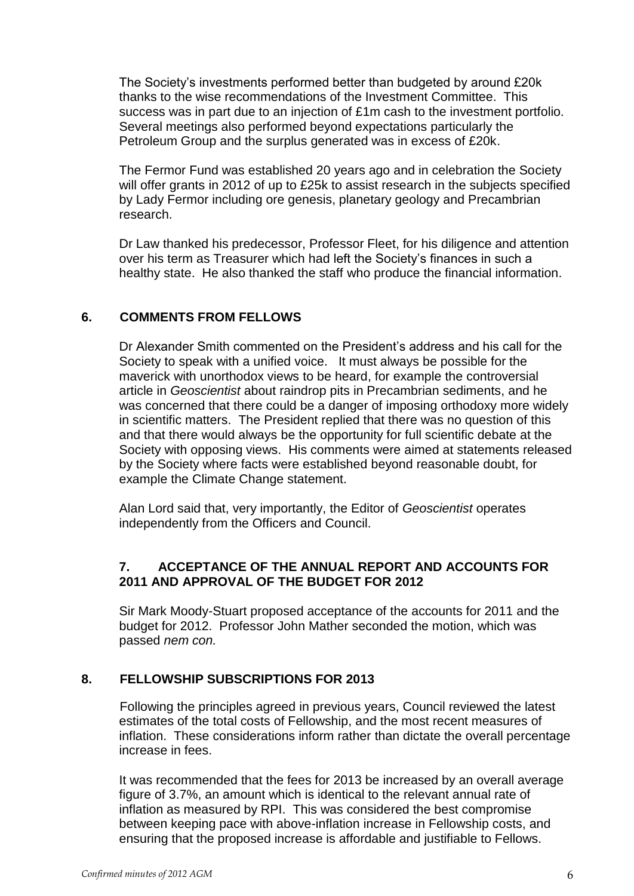The Society's investments performed better than budgeted by around £20k thanks to the wise recommendations of the Investment Committee. This success was in part due to an injection of £1m cash to the investment portfolio. Several meetings also performed beyond expectations particularly the Petroleum Group and the surplus generated was in excess of £20k.

The Fermor Fund was established 20 years ago and in celebration the Society will offer grants in 2012 of up to £25k to assist research in the subjects specified by Lady Fermor including ore genesis, planetary geology and Precambrian research.

Dr Law thanked his predecessor, Professor Fleet, for his diligence and attention over his term as Treasurer which had left the Society's finances in such a healthy state. He also thanked the staff who produce the financial information.

## 6. COMMENTS FROM FELLOWS

Dr Alexander Smith commented on the President's address and his call for the Society to speak with a unified voice. It must always be possible for the maverick with unorthodox views to be heard, for example the controversial article in *Geoscientist* about raindrop pits in Precambrian sediments, and he was concerned that there could be a danger of imposing orthodoxy more widely in scientific matters. The President replied that there was no question of this and that there would always be the opportunity for full scientific debate at the Society with opposing views. His comments were aimed at statements released by the Society where facts were established beyond reasonable doubt, for example the Climate Change statement.

Alan Lord said that, very importantly, the Editor of *Geoscientist* operates independently from the Officers and Council.

## 7. ACCEPTANCE OF THE ANNUAL REPORT AND ACCOUNTS FOR 2011 AND APPROVAL OF THE BUDGET FOR 2012

Sir Mark Moody-Stuart proposed acceptance of the accounts for 2011 and the budget for 2012. Professor John Mather seconded the motion, which was passed *nem con.*

## 8. FELLOWSHIP SUBSCRIPTIONS FOR 2013

Following the principles agreed in previous years, Council reviewed the latest estimates of the total costs of Fellowship, and the most recent measures of inflation. These considerations inform rather than dictate the overall percentage increase in fees.

It was recommended that the fees for 2013 be increased by an overall average figure of 3.7%, an amount which is identical to the relevant annual rate of inflation as measured by RPI. This was considered the best compromise between keeping pace with above-inflation increase in Fellowship costs, and ensuring that the proposed increase is affordable and justifiable to Fellows.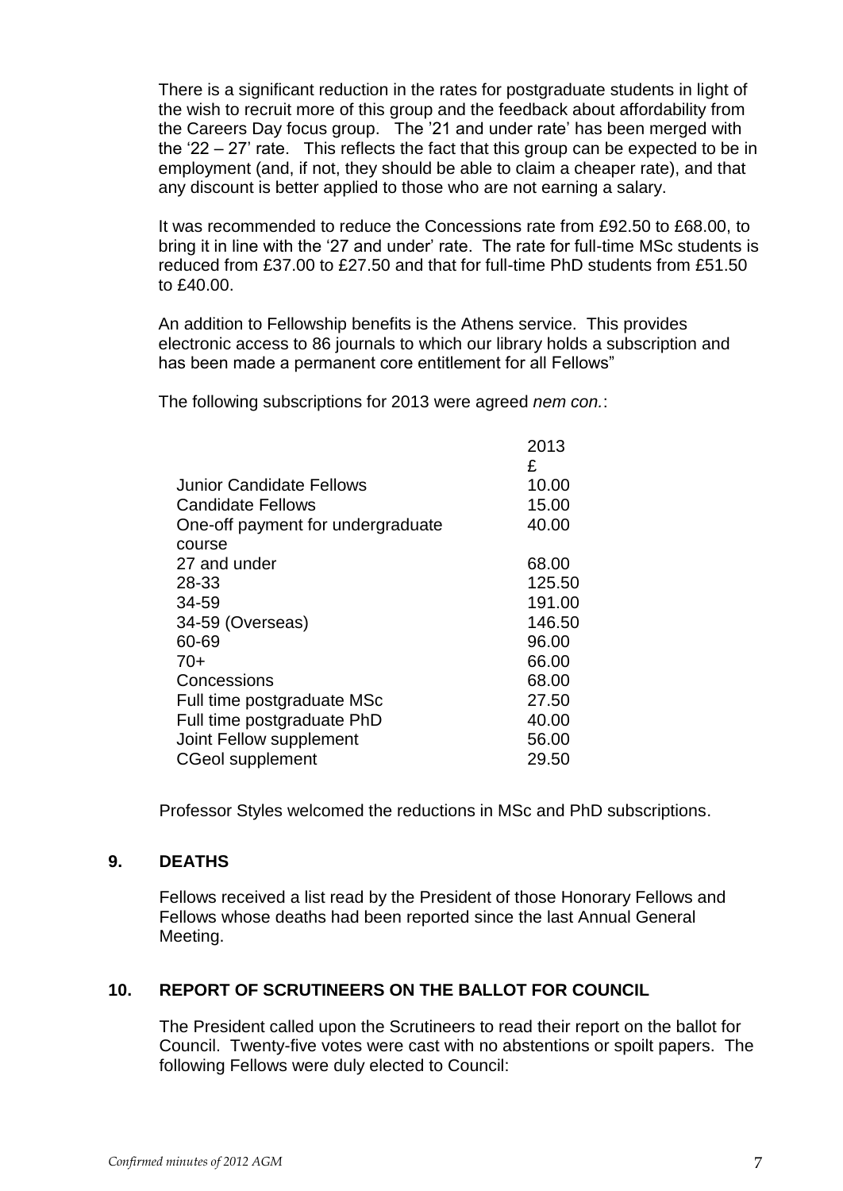There is a significant reduction in the rates for postgraduate students in light of the wish to recruit more of this group and the feedback about affordability from the Careers Day focus group. The '21 and under rate' has been merged with the '22 – 27' rate. This reflects the fact that this group can be expected to be in employment (and, if not, they should be able to claim a cheaper rate), and that any discount is better applied to those who are not earning a salary.

It was recommended to reduce the Concessions rate from £92.50 to £68.00, to bring it in line with the '27 and under' rate. The rate for full-time MSc students is reduced from £37.00 to £27.50 and that for full-time PhD students from £51.50 to £40.00.

An addition to Fellowship benefits is the Athens service. This provides electronic access to 86 journals to which our library holds a subscription and has been made a permanent core entitlement for all Fellows"

The following subscriptions for 2013 were agreed *nem con.*:

| | 2013 £ |
|---|---|
| Junior Candidate Fellows | 10.00 |
| Candidate Fellows | 15.00 |
| One-off payment for undergraduate course | 40.00 |
| 27 and under | 68.00 |
| 28-33 | 125.50 |
| 34-59 | 191.00 |
| 34-59 (Overseas) | 146.50 |
| 60-69 | 96.00 |
| 70+ | 66.00 |
| Concessions | 68.00 |
| Full time postgraduate MSc | 27.50 |
| Full time postgraduate PhD | 40.00 |
| Joint Fellow supplement | 56.00 |
| CGeol supplement | 29.50 |

Professor Styles welcomed the reductions in MSc and PhD subscriptions.

## 9. DEATHS

Fellows received a list read by the President of those Honorary Fellows and Fellows whose deaths had been reported since the last Annual General Meeting.

## 10. REPORT OF SCRUTINEERS ON THE BALLOT FOR COUNCIL

The President called upon the Scrutineers to read their report on the ballot for Council. Twenty-five votes were cast with no abstentions or spoilt papers. The following Fellows were duly elected to Council: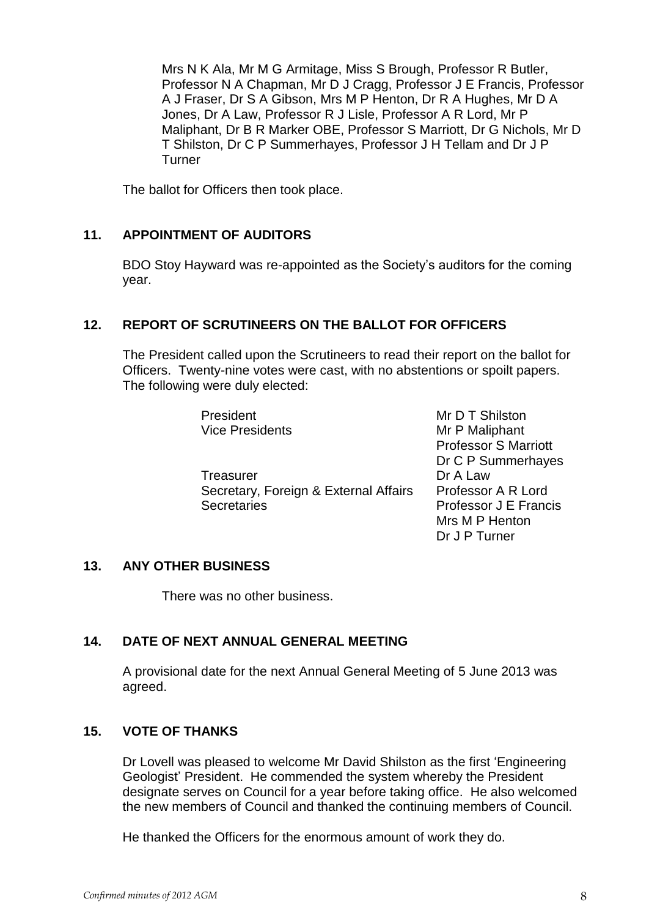Mrs N K Ala, Mr M G Armitage, Miss S Brough, Professor R Butler, Professor N A Chapman, Mr D J Cragg, Professor J E Francis, Professor A J Fraser, Dr S A Gibson, Mrs M P Henton, Dr R A Hughes, Mr D A Jones, Dr A Law, Professor R J Lisle, Professor A R Lord, Mr P Maliphant, Dr B R Marker OBE, Professor S Marriott, Dr G Nichols, Mr D T Shilston, Dr C P Summerhayes, Professor J H Tellam and Dr J P Turner

The ballot for Officers then took place.

## 11. APPOINTMENT OF AUDITORS

BDO Stoy Hayward was re-appointed as the Society's auditors for the coming year.

## 12. REPORT OF SCRUTINEERS ON THE BALLOT FOR OFFICERS

The President called upon the Scrutineers to read their report on the ballot for Officers. Twenty-nine votes were cast, with no abstentions or spoilt papers. The following were duly elected:

| | |
|---|---|
| President | Mr D T Shilston |
| Vice Presidents | Mr P Maliphant |
| | Professor S Marriott |
| | Dr C P Summerhayes |
| Treasurer | Dr A Law |
| Secretary, Foreign & External Affairs | Professor A R Lord |
| Secretaries | Professor J E Francis |
| | Mrs M P Henton |
| | Dr J P Turner |

## 13. ANY OTHER BUSINESS

There was no other business.

## 14. DATE OF NEXT ANNUAL GENERAL MEETING

A provisional date for the next Annual General Meeting of 5 June 2013 was agreed.

## 15. VOTE OF THANKS

Dr Lovell was pleased to welcome Mr David Shilston as the first 'Engineering Geologist' President. He commended the system whereby the President designate serves on Council for a year before taking office. He also welcomed the new members of Council and thanked the continuing members of Council.

He thanked the Officers for the enormous amount of work they do.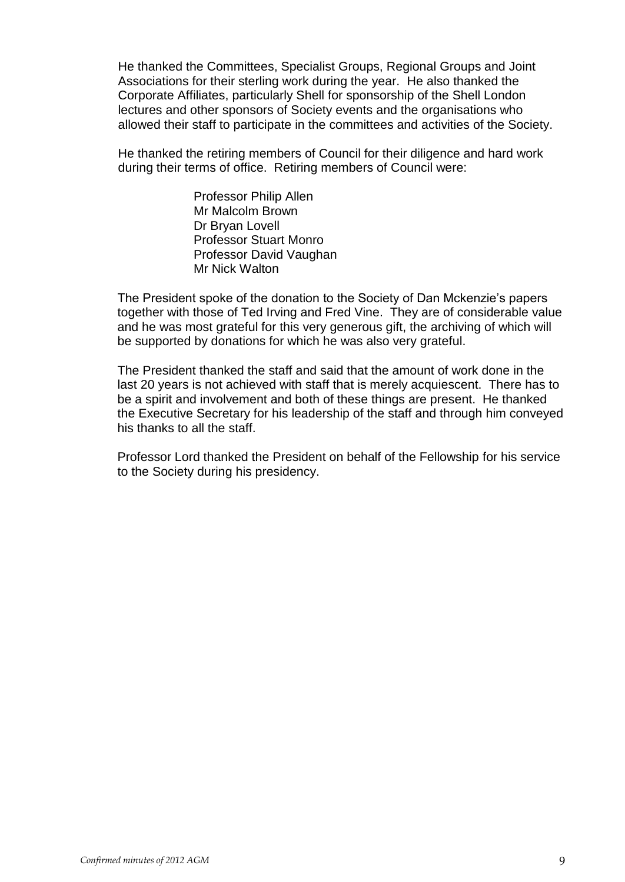He thanked the Committees, Specialist Groups, Regional Groups and Joint Associations for their sterling work during the year. He also thanked the Corporate Affiliates, particularly Shell for sponsorship of the Shell London lectures and other sponsors of Society events and the organisations who allowed their staff to participate in the committees and activities of the Society.

He thanked the retiring members of Council for their diligence and hard work during their terms of office. Retiring members of Council were:

Professor Philip Allen
Mr Malcolm Brown
Dr Bryan Lovell
Professor Stuart Monro
Professor David Vaughan
Mr Nick Walton

The President spoke of the donation to the Society of Dan Mckenzie's papers together with those of Ted Irving and Fred Vine. They are of considerable value and he was most grateful for this very generous gift, the archiving of which will be supported by donations for which he was also very grateful.

The President thanked the staff and said that the amount of work done in the last 20 years is not achieved with staff that is merely acquiescent. There has to be a spirit and involvement and both of these things are present. He thanked the Executive Secretary for his leadership of the staff and through him conveyed his thanks to all the staff.

Professor Lord thanked the President on behalf of the Fellowship for his service to the Society during his presidency.